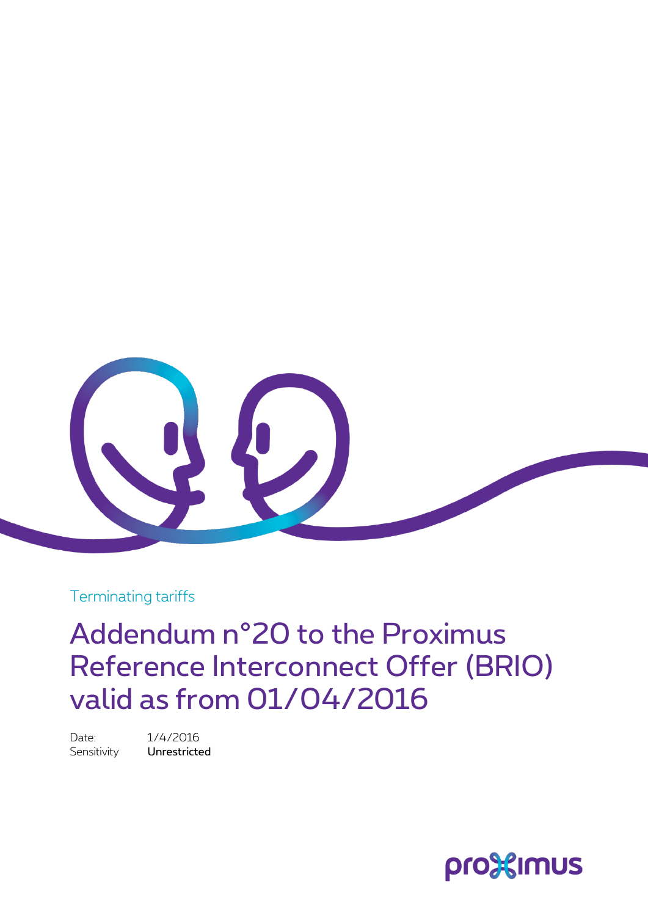Terminating tariffs

# Addendum n°20 to the Proximus Reference Interconnect Offer (BRIO) valid as from 01/04/2016

Date: 1/4/2016
Sensitivity **Unrestricted**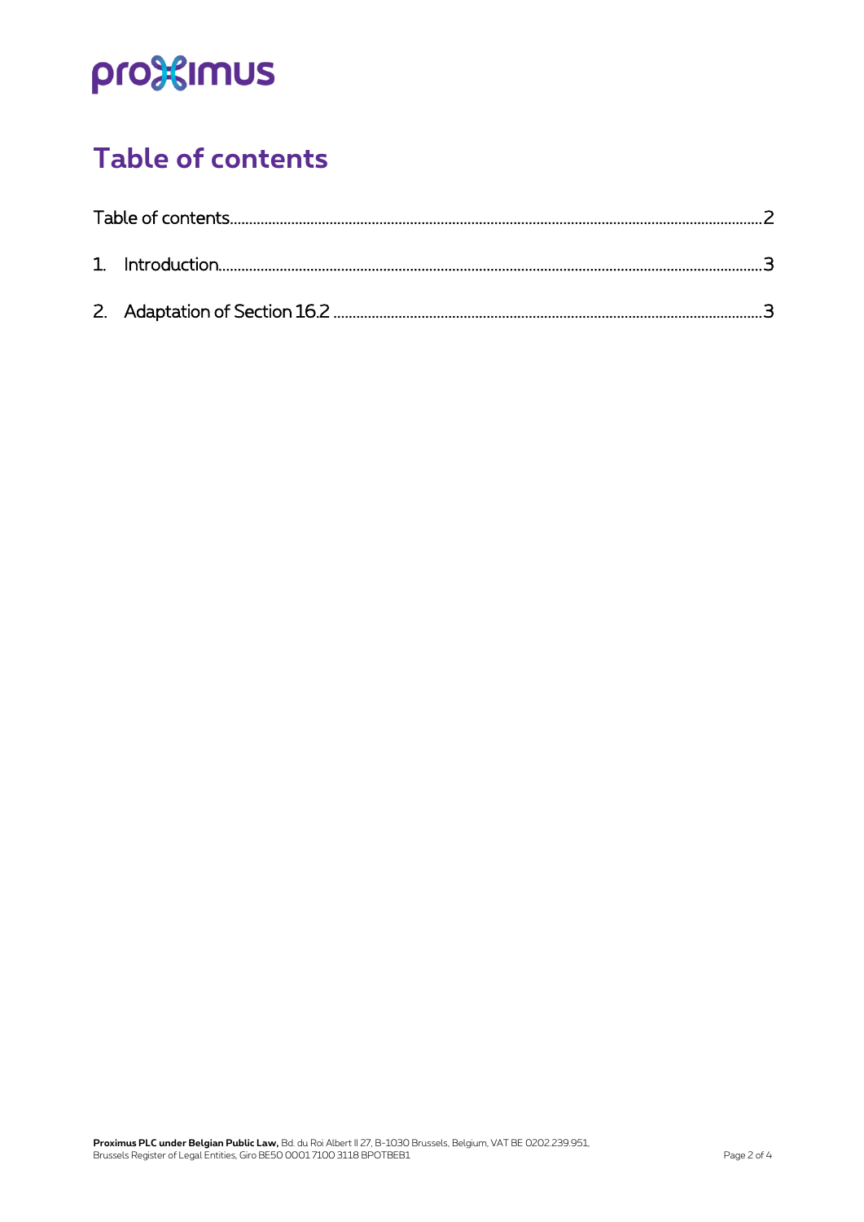# Table of contents

Table of contents........................................................................................................................................2

1. Introduction...........................................................................................................................................3

2. Adaptation of Section 16.2 .............................................................................................................3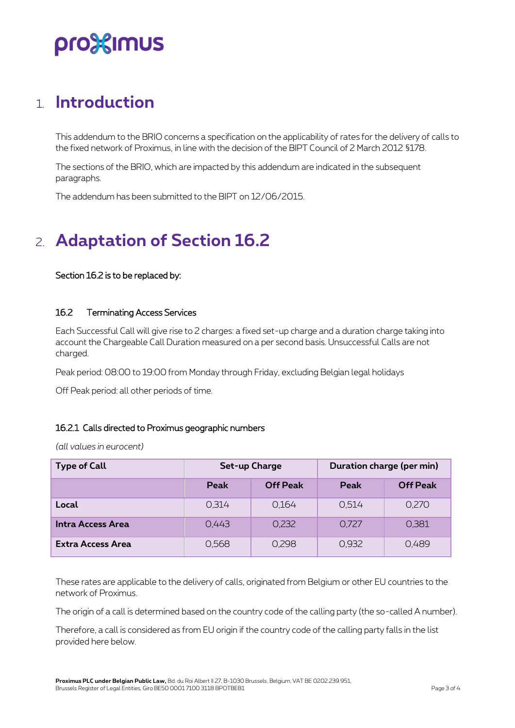# 1. Introduction

This addendum to the BRIO concerns a specification on the applicability of rates for the delivery of calls to the fixed network of Proximus, in line with the decision of the BIPT Council of 2 March 2012 §178.

The sections of the BRIO, which are impacted by this addendum are indicated in the subsequent paragraphs.

The addendum has been submitted to the BIPT on 12/06/2015.

# 2. Adaptation of Section 16.2

Section 16.2 is to be replaced by:

### 16.2 Terminating Access Services

Each Successful Call will give rise to 2 charges: a fixed set-up charge and a duration charge taking into account the Chargeable Call Duration measured on a per second basis. Unsuccessful Calls are not charged.

Peak period: 08:00 to 19:00 from Monday through Friday, excluding Belgian legal holidays

Off Peak period: all other periods of time.

#### 16.2.1 Calls directed to Proximus geographic numbers

*(all values in eurocent)*

| Type of Call | Set-up Charge | | Duration charge (per min) | |
|---|---|---|---|---|
| | Peak | Off Peak | Peak | Off Peak |
| **Local** | 0,314 | 0,164 | 0,514 | 0,270 |
| **Intra Access Area** | 0,443 | 0,232 | 0,727 | 0,381 |
| **Extra Access Area** | 0,568 | 0,298 | 0,932 | 0,489 |

These rates are applicable to the delivery of calls, originated from Belgium or other EU countries to the network of Proximus.

The origin of a call is determined based on the country code of the calling party (the so-called A number).

Therefore, a call is considered as from EU origin if the country code of the calling party falls in the list provided here below.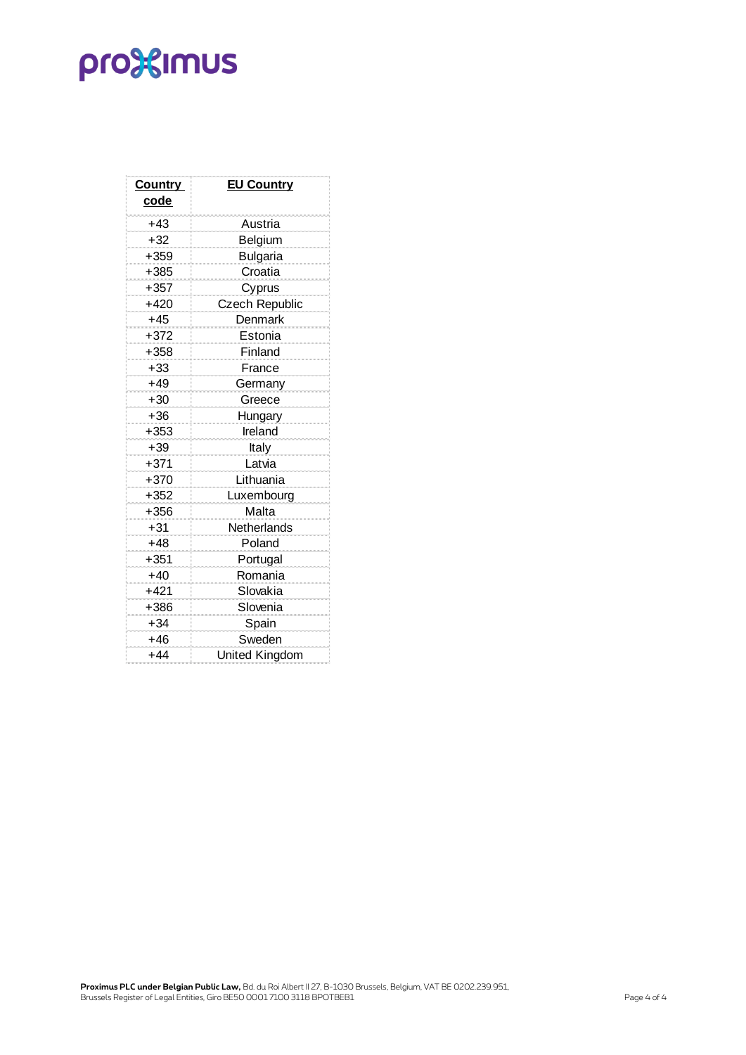| **Country code** | **EU Country** |
|---|---|
| +43 | Austria |
| +32 | Belgium |
| +359 | Bulgaria |
| +385 | Croatia |
| +357 | Cyprus |
| +420 | Czech Republic |
| +45 | Denmark |
| +372 | Estonia |
| +358 | Finland |
| +33 | France |
| +49 | Germany |
| +30 | Greece |
| +36 | Hungary |
| +353 | Ireland |
| +39 | Italy |
| +371 | Latvia |
| +370 | Lithuania |
| +352 | Luxembourg |
| +356 | Malta |
| +31 | Netherlands |
| +48 | Poland |
| +351 | Portugal |
| +40 | Romania |
| +421 | Slovakia |
| +386 | Slovenia |
| +34 | Spain |
| +46 | Sweden |
| +44 | United Kingdom |